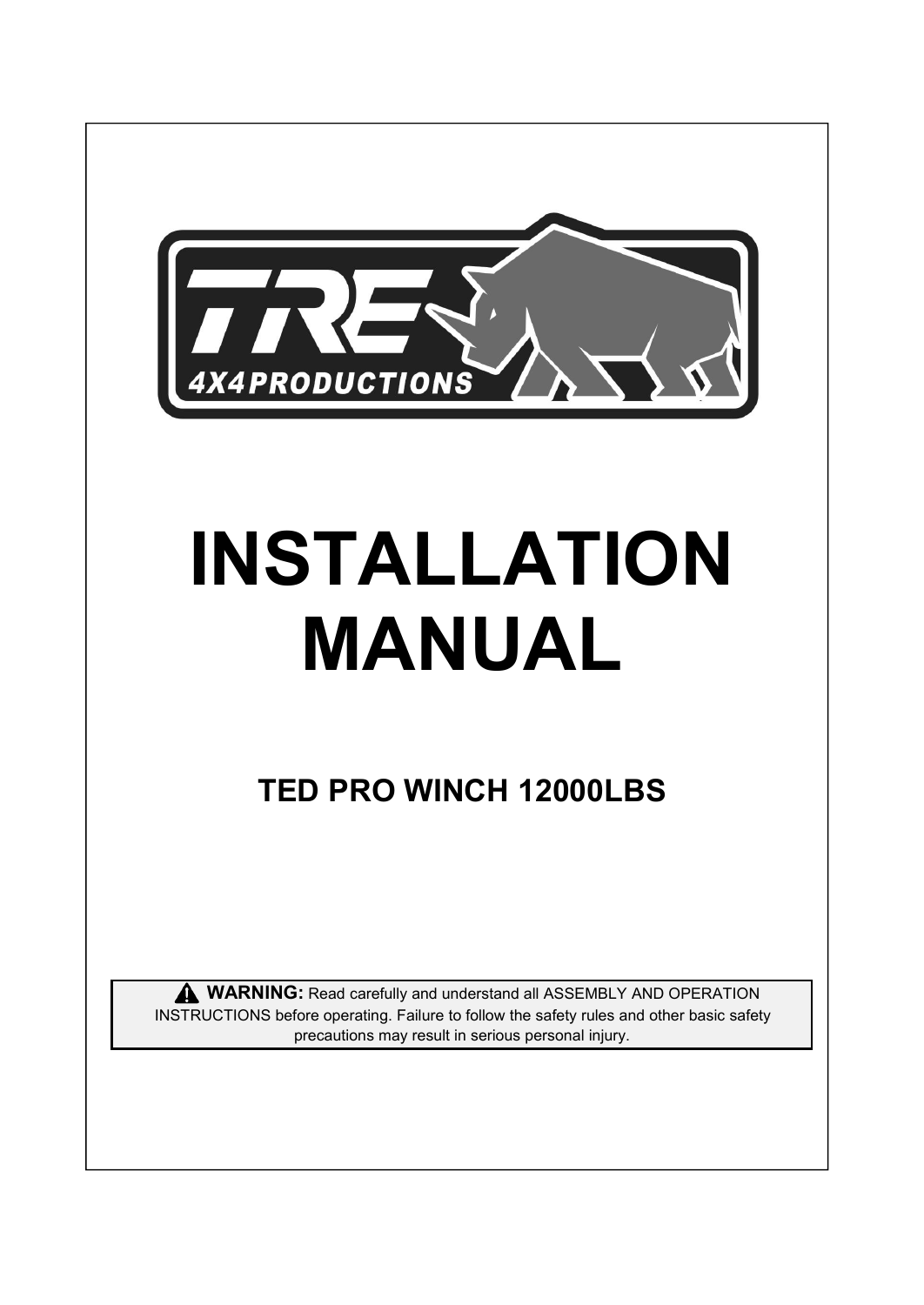# INSTALLATION MANUAL

## TED PRO WINCH 12000LBS

**WARNING:** Read carefully and understand all ASSEMBLY AND OPERATION INSTRUCTIONS before operating. Failure to follow the safety rules and other basic safety precautions may result in serious personal injury.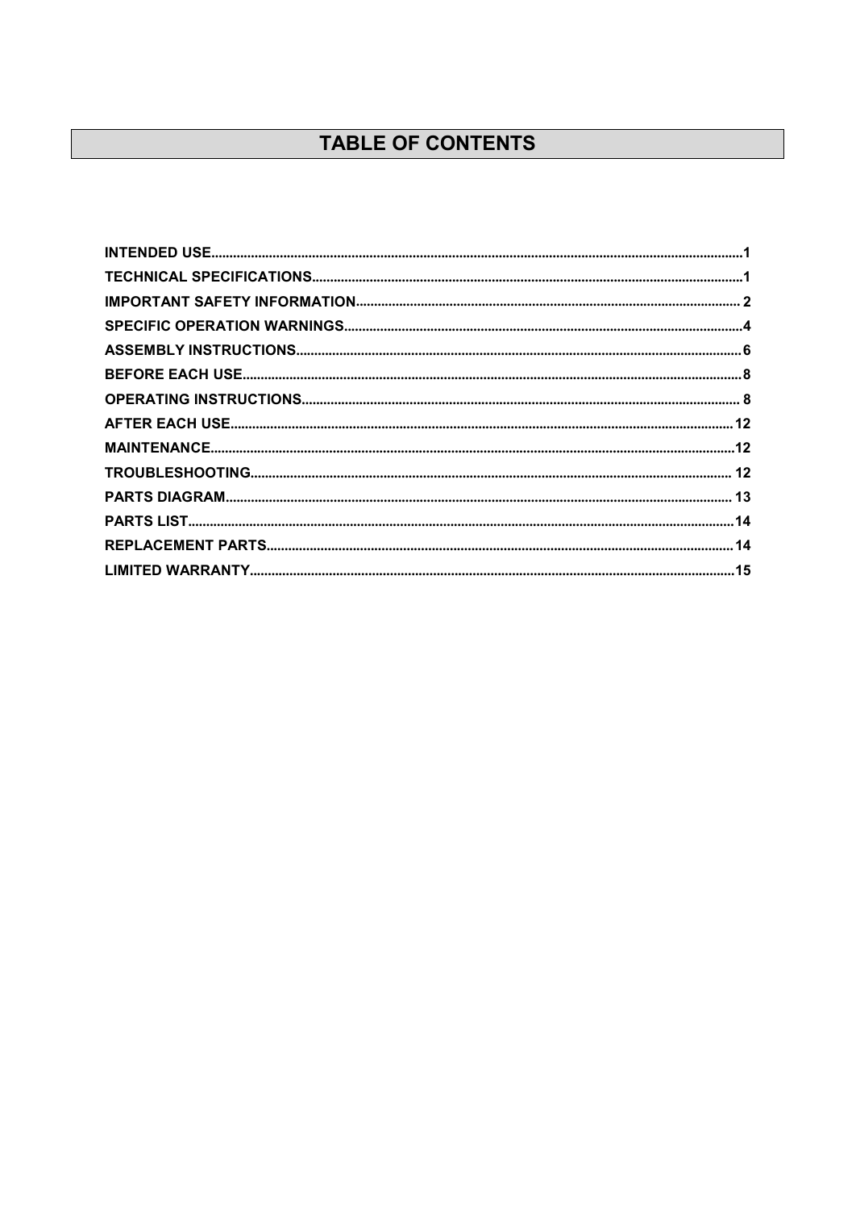# TABLE OF CONTENTS

**INTENDED USE** .......... 1
**TECHNICAL SPECIFICATIONS** .......... 1
**IMPORTANT SAFETY INFORMATION** .......... 2
**SPECIFIC OPERATION WARNINGS** .......... 4
**ASSEMBLY INSTRUCTIONS** .......... 6
**BEFORE EACH USE** .......... 8
**OPERATING INSTRUCTIONS** .......... 8
**AFTER EACH USE** .......... 12
**MAINTENANCE** .......... 12
**TROUBLESHOOTING** .......... 12
**PARTS DIAGRAM** .......... 13
**PARTS LIST** .......... 14
**REPLACEMENT PARTS** .......... 14
**LIMITED WARRANTY** .......... 15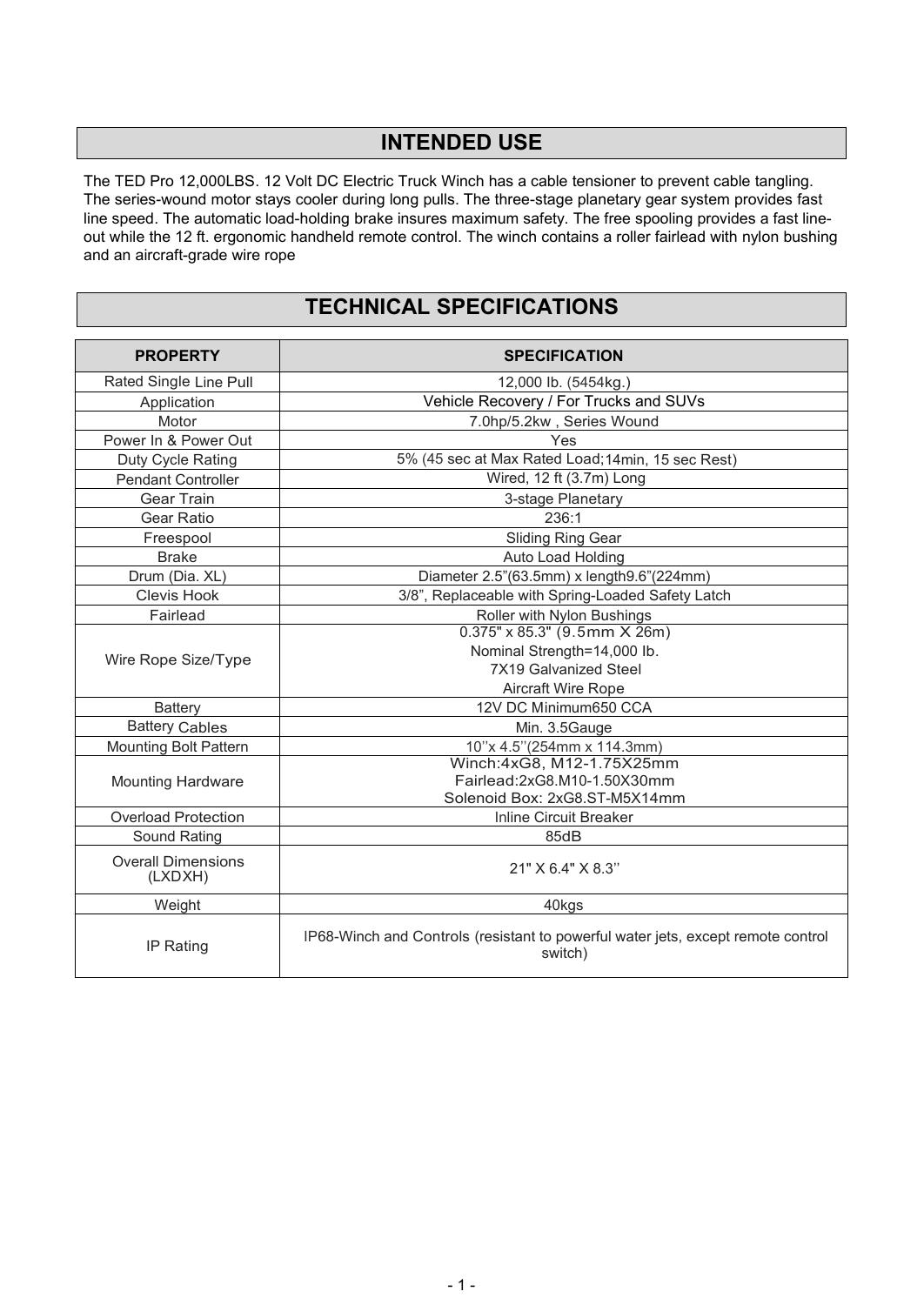## INTENDED USE

The TED Pro 12,000LBS. 12 Volt DC Electric Truck Winch has a cable tensioner to prevent cable tangling. The series-wound motor stays cooler during long pulls. The three-stage planetary gear system provides fast line speed. The automatic load-holding brake insures maximum safety. The free spooling provides a fast line-out while the 12 ft. ergonomic handheld remote control. The winch contains a roller fairlead with nylon bushing and an aircraft-grade wire rope

## TECHNICAL SPECIFICATIONS

| PROPERTY | SPECIFICATION |
|---|---|
| Rated Single Line Pull | 12,000 Ib. (5454kg.) |
| Application | Vehicle Recovery / For Trucks and SUVs |
| Motor | 7.0hp/5.2kw , Series Wound |
| Power In & Power Out | Yes |
| Duty Cycle Rating | 5% (45 sec at Max Rated Load;14min, 15 sec Rest) |
| Pendant Controller | Wired, 12 ft (3.7m) Long |
| Gear Train | 3-stage Planetary |
| Gear Ratio | 236:1 |
| Freespool | Sliding Ring Gear |
| Brake | Auto Load Holding |
| Drum (Dia. XL) | Diameter 2.5"(63.5mm) x length9.6"(224mm) |
| Clevis Hook | 3/8", Replaceable with Spring-Loaded Safety Latch |
| Fairlead | Roller with Nylon Bushings |
| Wire Rope Size/Type | 0.375" x 85.3" (9.5mm X 26m)<br>Nominal Strength=14,000 Ib.<br>7X19 Galvanized Steel<br>Aircraft Wire Rope |
| Battery | 12V DC Minimum650 CCA |
| Battery Cables | Min. 3.5Gauge |
| Mounting Bolt Pattern | 10''x 4.5''(254mm x 114.3mm) |
| Mounting Hardware | Winch:4xG8, M12-1.75X25mm<br>Fairlead:2xG8.M10-1.50X30mm<br>Solenoid Box: 2xG8.ST-M5X14mm |
| Overload Protection | Inline Circuit Breaker |
| Sound Rating | 85dB |
| Overall Dimensions (LXDXH) | 21" X 6.4" X 8.3'' |
| Weight | 40kgs |
| IP Rating | IP68-Winch and Controls (resistant to powerful water jets, except remote control switch) |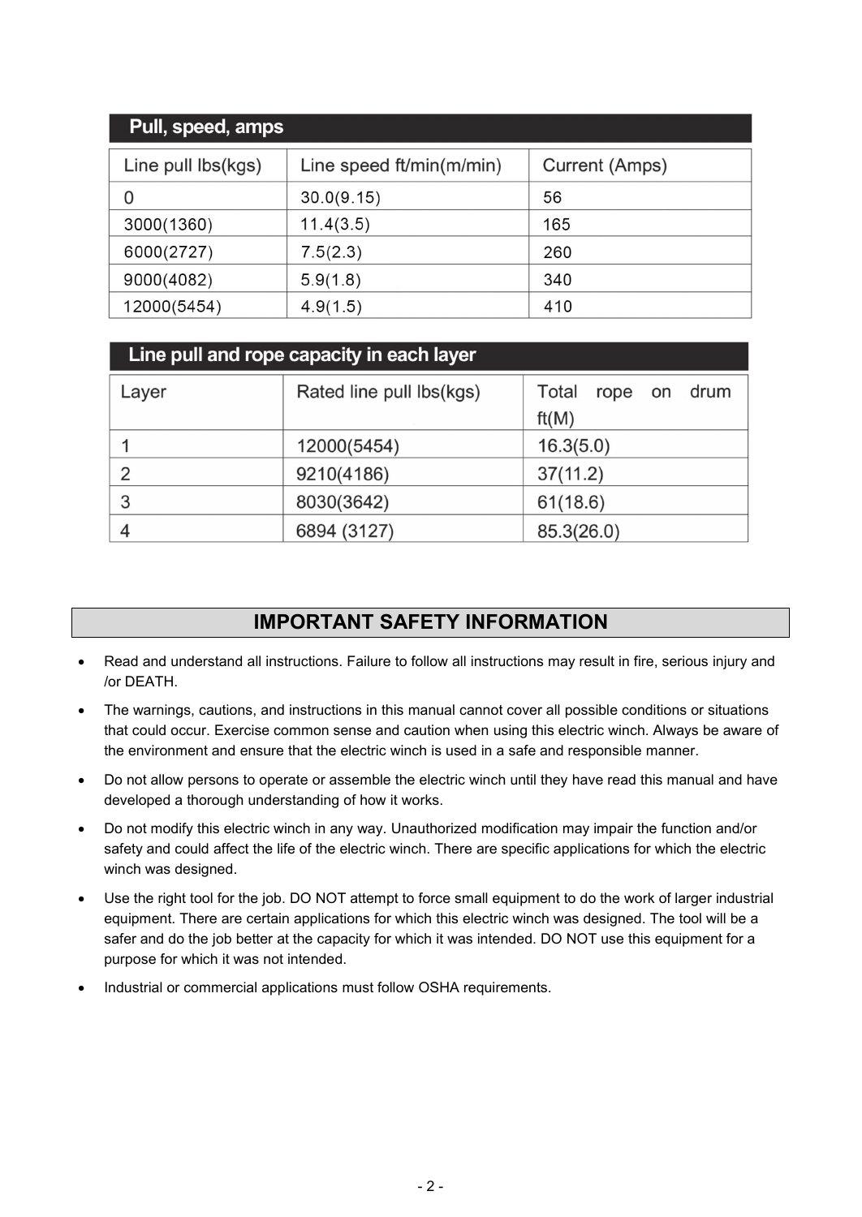## Pull, speed, amps

| Line pull lbs(kgs) | Line speed ft/min(m/min) | Current (Amps) |
|---|---|---|
| 0 | 30.0(9.15) | 56 |
| 3000(1360) | 11.4(3.5) | 165 |
| 6000(2727) | 7.5(2.3) | 260 |
| 9000(4082) | 5.9(1.8) | 340 |
| 12000(5454) | 4.9(1.5) | 410 |

## Line pull and rope capacity in each layer

| Layer | Rated line pull lbs(kgs) | Total rope on drum ft(M) |
|---|---|---|
| 1 | 12000(5454) | 16.3(5.0) |
| 2 | 9210(4186) | 37(11.2) |
| 3 | 8030(3642) | 61(18.6) |
| 4 | 6894 (3127) | 85.3(26.0) |

## IMPORTANT SAFETY INFORMATION

- Read and understand all instructions. Failure to follow all instructions may result in fire, serious injury and /or DEATH.
- The warnings, cautions, and instructions in this manual cannot cover all possible conditions or situations that could occur. Exercise common sense and caution when using this electric winch. Always be aware of the environment and ensure that the electric winch is used in a safe and responsible manner.
- Do not allow persons to operate or assemble the electric winch until they have read this manual and have developed a thorough understanding of how it works.
- Do not modify this electric winch in any way. Unauthorized modification may impair the function and/or safety and could affect the life of the electric winch. There are specific applications for which the electric winch was designed.
- Use the right tool for the job. DO NOT attempt to force small equipment to do the work of larger industrial equipment. There are certain applications for which this electric winch was designed. The tool will be a safer and do the job better at the capacity for which it was intended. DO NOT use this equipment for a purpose for which it was not intended.
- Industrial or commercial applications must follow OSHA requirements.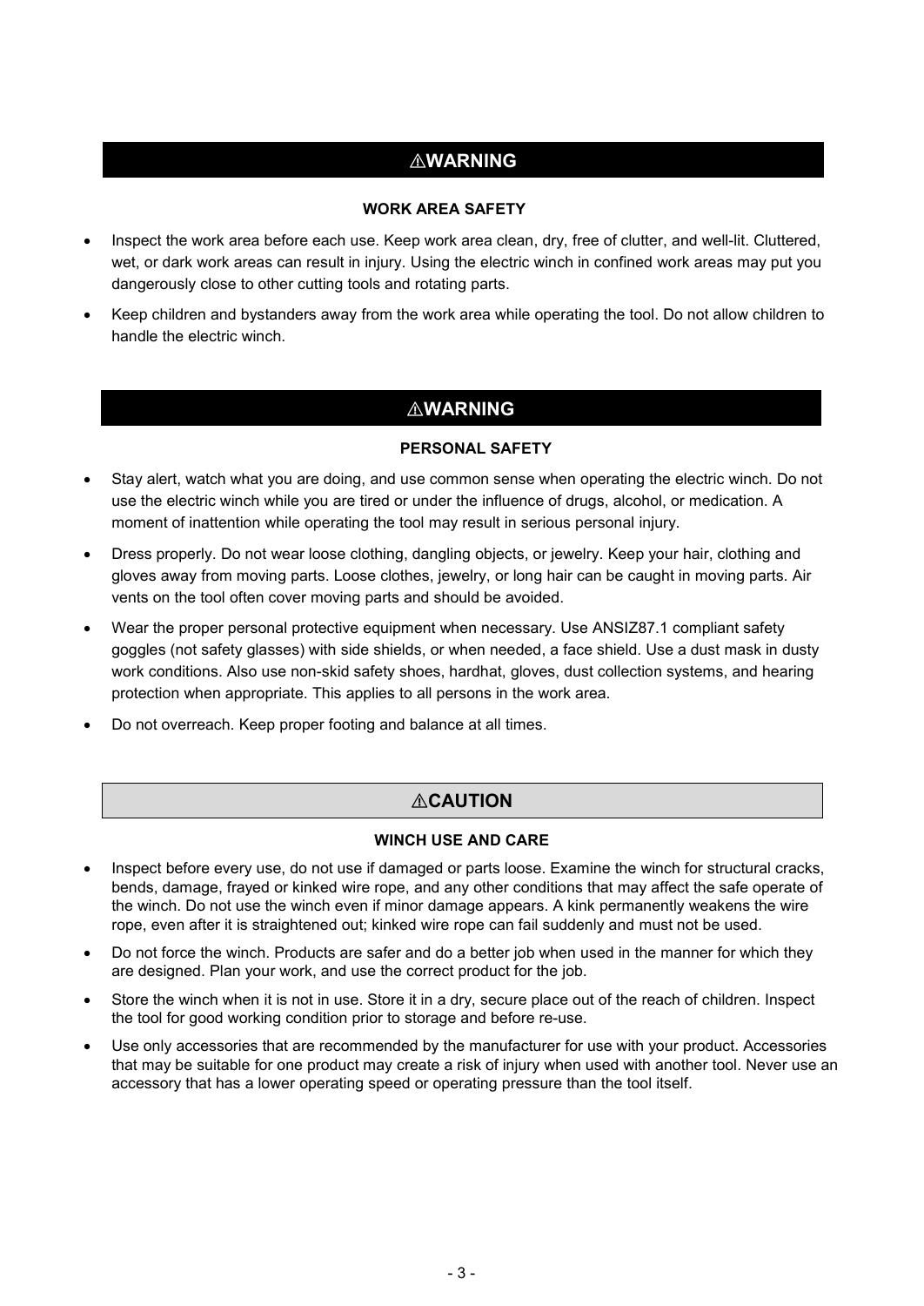## ⚠WARNING

### WORK AREA SAFETY

- Inspect the work area before each use. Keep work area clean, dry, free of clutter, and well-lit. Cluttered, wet, or dark work areas can result in injury. Using the electric winch in confined work areas may put you dangerously close to other cutting tools and rotating parts.
- Keep children and bystanders away from the work area while operating the tool. Do not allow children to handle the electric winch.

## ⚠WARNING

### PERSONAL SAFETY

- Stay alert, watch what you are doing, and use common sense when operating the electric winch. Do not use the electric winch while you are tired or under the influence of drugs, alcohol, or medication. A moment of inattention while operating the tool may result in serious personal injury.
- Dress properly. Do not wear loose clothing, dangling objects, or jewelry. Keep your hair, clothing and gloves away from moving parts. Loose clothes, jewelry, or long hair can be caught in moving parts. Air vents on the tool often cover moving parts and should be avoided.
- Wear the proper personal protective equipment when necessary. Use ANSIZ87.1 compliant safety goggles (not safety glasses) with side shields, or when needed, a face shield. Use a dust mask in dusty work conditions. Also use non-skid safety shoes, hardhat, gloves, dust collection systems, and hearing protection when appropriate. This applies to all persons in the work area.
- Do not overreach. Keep proper footing and balance at all times.

## ⚠CAUTION

### WINCH USE AND CARE

- Inspect before every use, do not use if damaged or parts loose. Examine the winch for structural cracks, bends, damage, frayed or kinked wire rope, and any other conditions that may affect the safe operate of the winch. Do not use the winch even if minor damage appears. A kink permanently weakens the wire rope, even after it is straightened out; kinked wire rope can fail suddenly and must not be used.
- Do not force the winch. Products are safer and do a better job when used in the manner for which they are designed. Plan your work, and use the correct product for the job.
- Store the winch when it is not in use. Store it in a dry, secure place out of the reach of children. Inspect the tool for good working condition prior to storage and before re-use.
- Use only accessories that are recommended by the manufacturer for use with your product. Accessories that may be suitable for one product may create a risk of injury when used with another tool. Never use an accessory that has a lower operating speed or operating pressure than the tool itself.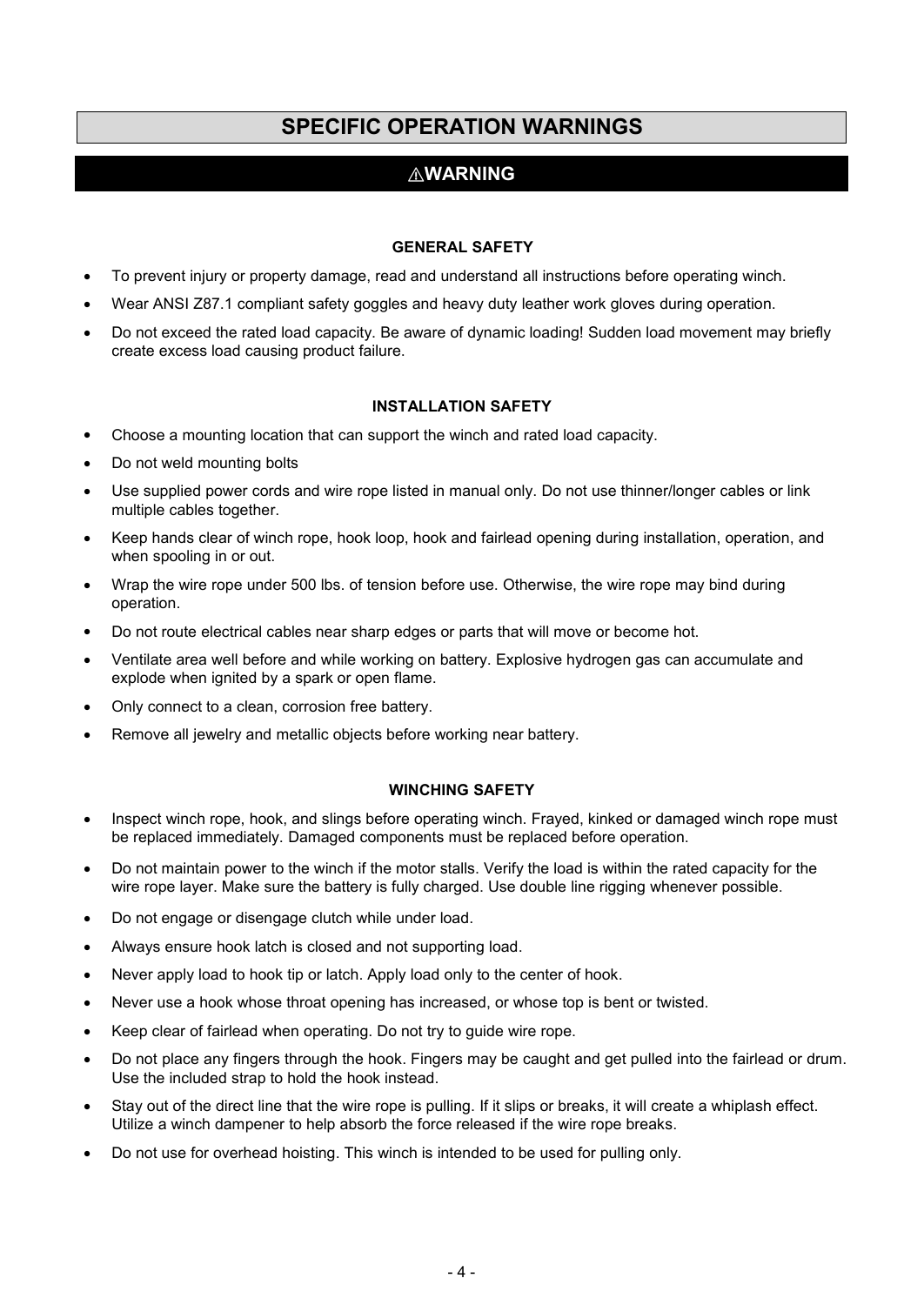# SPECIFIC OPERATION WARNINGS

## ⚠WARNING

### GENERAL SAFETY

- To prevent injury or property damage, read and understand all instructions before operating winch.
- Wear ANSI Z87.1 compliant safety goggles and heavy duty leather work gloves during operation.
- Do not exceed the rated load capacity. Be aware of dynamic loading! Sudden load movement may briefly create excess load causing product failure.

### INSTALLATION SAFETY

- Choose a mounting location that can support the winch and rated load capacity.
- Do not weld mounting bolts
- Use supplied power cords and wire rope listed in manual only. Do not use thinner/longer cables or link multiple cables together.
- Keep hands clear of winch rope, hook loop, hook and fairlead opening during installation, operation, and when spooling in or out.
- Wrap the wire rope under 500 lbs. of tension before use. Otherwise, the wire rope may bind during operation.
- Do not route electrical cables near sharp edges or parts that will move or become hot.
- Ventilate area well before and while working on battery. Explosive hydrogen gas can accumulate and explode when ignited by a spark or open flame.
- Only connect to a clean, corrosion free battery.
- Remove all jewelry and metallic objects before working near battery.

### WINCHING SAFETY

- Inspect winch rope, hook, and slings before operating winch. Frayed, kinked or damaged winch rope must be replaced immediately. Damaged components must be replaced before operation.
- Do not maintain power to the winch if the motor stalls. Verify the load is within the rated capacity for the wire rope layer. Make sure the battery is fully charged. Use double line rigging whenever possible.
- Do not engage or disengage clutch while under load.
- Always ensure hook latch is closed and not supporting load.
- Never apply load to hook tip or latch. Apply load only to the center of hook.
- Never use a hook whose throat opening has increased, or whose top is bent or twisted.
- Keep clear of fairlead when operating. Do not try to guide wire rope.
- Do not place any fingers through the hook. Fingers may be caught and get pulled into the fairlead or drum. Use the included strap to hold the hook instead.
- Stay out of the direct line that the wire rope is pulling. If it slips or breaks, it will create a whiplash effect. Utilize a winch dampener to help absorb the force released if the wire rope breaks.
- Do not use for overhead hoisting. This winch is intended to be used for pulling only.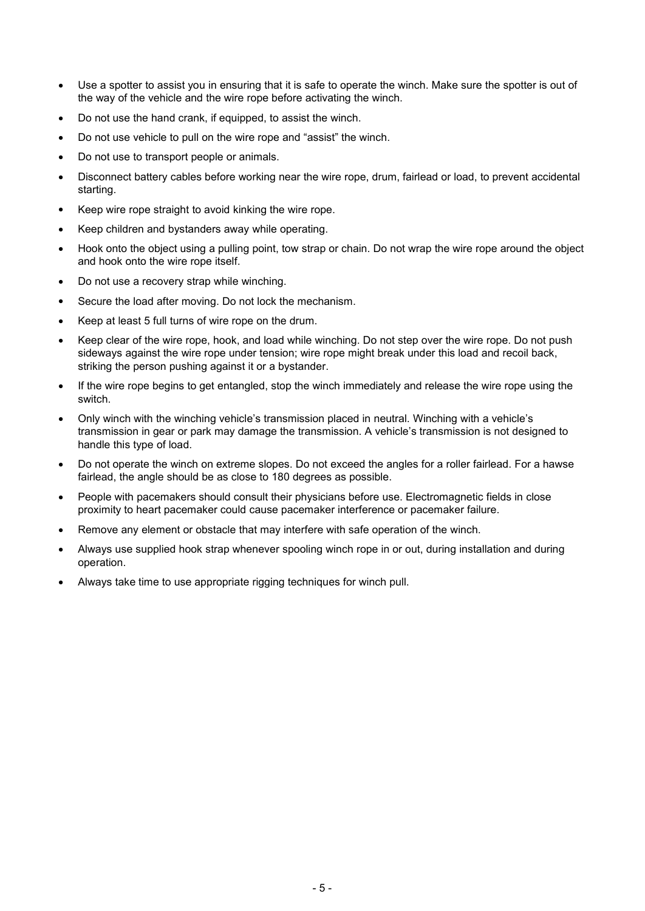- Use a spotter to assist you in ensuring that it is safe to operate the winch. Make sure the spotter is out of the way of the vehicle and the wire rope before activating the winch.
- Do not use the hand crank, if equipped, to assist the winch.
- Do not use vehicle to pull on the wire rope and "assist" the winch.
- Do not use to transport people or animals.
- Disconnect battery cables before working near the wire rope, drum, fairlead or load, to prevent accidental starting.
- Keep wire rope straight to avoid kinking the wire rope.
- Keep children and bystanders away while operating.
- Hook onto the object using a pulling point, tow strap or chain. Do not wrap the wire rope around the object and hook onto the wire rope itself.
- Do not use a recovery strap while winching.
- Secure the load after moving. Do not lock the mechanism.
- Keep at least 5 full turns of wire rope on the drum.
- Keep clear of the wire rope, hook, and load while winching. Do not step over the wire rope. Do not push sideways against the wire rope under tension; wire rope might break under this load and recoil back, striking the person pushing against it or a bystander.
- If the wire rope begins to get entangled, stop the winch immediately and release the wire rope using the switch.
- Only winch with the winching vehicle's transmission placed in neutral. Winching with a vehicle's transmission in gear or park may damage the transmission. A vehicle's transmission is not designed to handle this type of load.
- Do not operate the winch on extreme slopes. Do not exceed the angles for a roller fairlead. For a hawse fairlead, the angle should be as close to 180 degrees as possible.
- People with pacemakers should consult their physicians before use. Electromagnetic fields in close proximity to heart pacemaker could cause pacemaker interference or pacemaker failure.
- Remove any element or obstacle that may interfere with safe operation of the winch.
- Always use supplied hook strap whenever spooling winch rope in or out, during installation and during operation.
- Always take time to use appropriate rigging techniques for winch pull.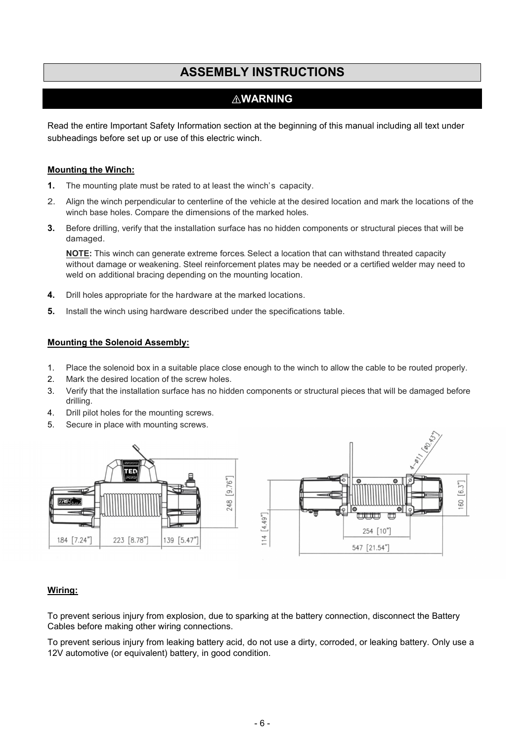# ASSEMBLY INSTRUCTIONS

## ⚠WARNING

Read the entire Important Safety Information section at the beginning of this manual including all text under subheadings before set up or use of this electric winch.

**Mounting the Winch:**

1. The mounting plate must be rated to at least the winch's capacity.
2. Align the winch perpendicular to centerline of the vehicle at the desired location and mark the locations of the winch base holes. Compare the dimensions of the marked holes.
3. Before drilling, verify that the installation surface has no hidden components or structural pieces that will be damaged.

   **NOTE:** This winch can generate extreme forces. Select a location that can withstand threated capacity without damage or weakening. Steel reinforcement plates may be needed or a certified welder may need to weld on additional bracing depending on the mounting location.

4. Drill holes appropriate for the hardware at the marked locations.
5. Install the winch using hardware described under the specifications table.

**Mounting the Solenoid Assembly:**

1. Place the solenoid box in a suitable place close enough to the winch to allow the cable to be routed properly.
2. Mark the desired location of the screw holes.
3. Verify that the installation surface has no hidden components or structural pieces that will be damaged before drilling.
4. Drill pilot holes for the mounting screws.
5. Secure in place with mounting screws.

184 [7.24"] 223 [8.78"] 139 [5.47"] 248 [9.76"]

4-Ø11 [Ø0.43"] 114 [4.49"] 254 [10"] 547 [21.54"] 160 [6.3"]

**Wiring:**

To prevent serious injury from explosion, due to sparking at the battery connection, disconnect the Battery Cables before making other wiring connections.

To prevent serious injury from leaking battery acid, do not use a dirty, corroded, or leaking battery. Only use a 12V automotive (or equivalent) battery, in good condition.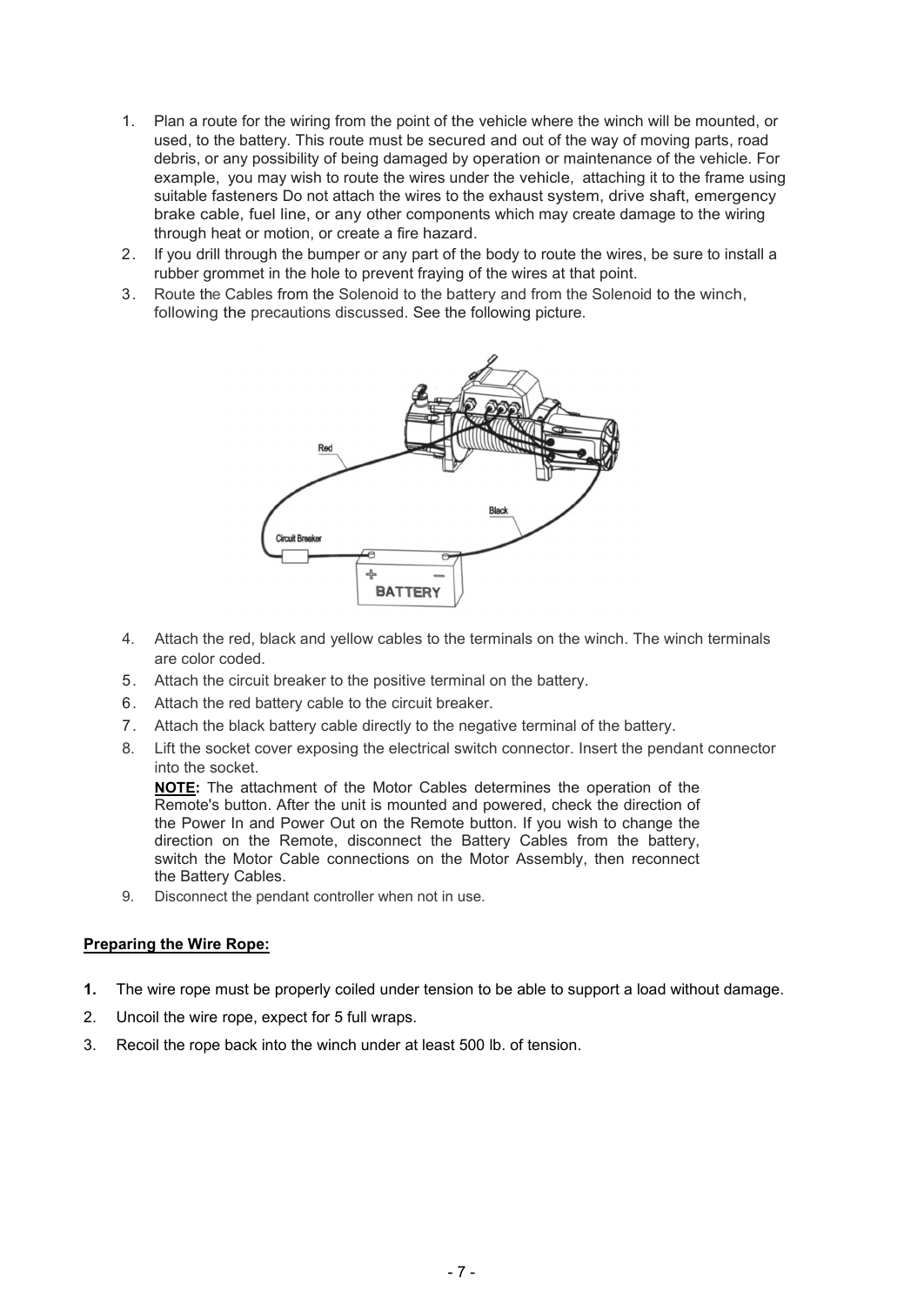1. Plan a route for the wiring from the point of the vehicle where the winch will be mounted, or used, to the battery. This route must be secured and out of the way of moving parts, road debris, or any possibility of being damaged by operation or maintenance of the vehicle. For example, you may wish to route the wires under the vehicle, attaching it to the frame using suitable fasteners Do not attach the wires to the exhaust system, drive shaft, emergency brake cable, fuel line, or any other components which may create damage to the wiring through heat or motion, or create a fire hazard.
2. If you drill through the bumper or any part of the body to route the wires, be sure to install a rubber grommet in the hole to prevent fraying of the wires at that point.
3. Route the Cables from the Solenoid to the battery and from the Solenoid to the winch, following the precautions discussed. See the following picture.

4. Attach the red, black and yellow cables to the terminals on the winch. The winch terminals are color coded.
5. Attach the circuit breaker to the positive terminal on the battery.
6. Attach the red battery cable to the circuit breaker.
7. Attach the black battery cable directly to the negative terminal of the battery.
8. Lift the socket cover exposing the electrical switch connector. Insert the pendant connector into the socket.

   **NOTE:** The attachment of the Motor Cables determines the operation of the Remote's button. After the unit is mounted and powered, check the direction of the Power In and Power Out on the Remote button. If you wish to change the direction on the Remote, disconnect the Battery Cables from the battery, switch the Motor Cable connections on the Motor Assembly, then reconnect the Battery Cables.
9. Disconnect the pendant controller when not in use.

**Preparing the Wire Rope:**

1. The wire rope must be properly coiled under tension to be able to support a load without damage.
2. Uncoil the wire rope, expect for 5 full wraps.
3. Recoil the rope back into the winch under at least 500 lb. of tension.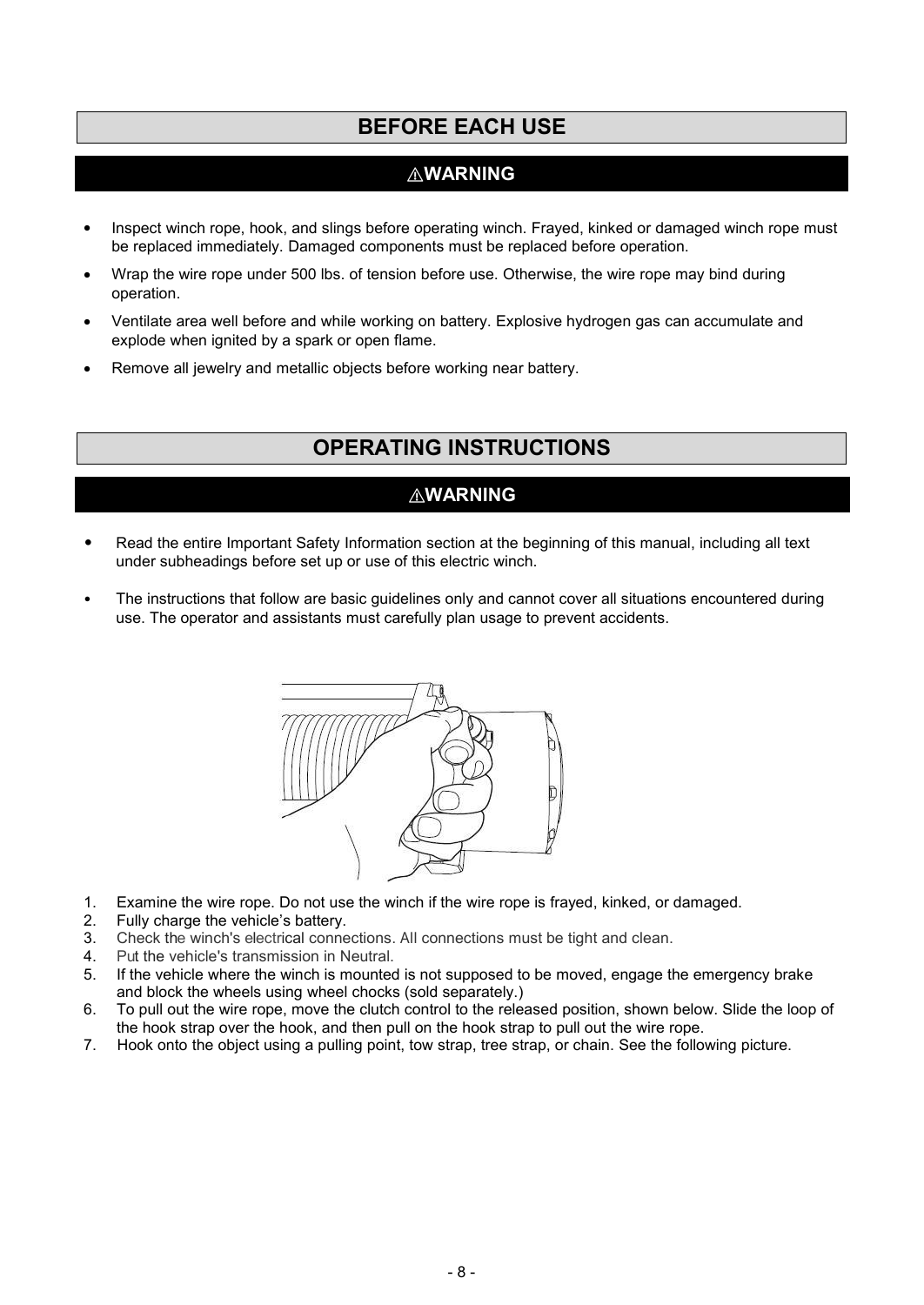## BEFORE EACH USE

### ⚠WARNING

- Inspect winch rope, hook, and slings before operating winch. Frayed, kinked or damaged winch rope must be replaced immediately. Damaged components must be replaced before operation.
- Wrap the wire rope under 500 lbs. of tension before use. Otherwise, the wire rope may bind during operation.
- Ventilate area well before and while working on battery. Explosive hydrogen gas can accumulate and explode when ignited by a spark or open flame.
- Remove all jewelry and metallic objects before working near battery.

## OPERATING INSTRUCTIONS

### ⚠WARNING

- Read the entire Important Safety Information section at the beginning of this manual, including all text under subheadings before set up or use of this electric winch.
- The instructions that follow are basic guidelines only and cannot cover all situations encountered during use. The operator and assistants must carefully plan usage to prevent accidents.

1. Examine the wire rope. Do not use the winch if the wire rope is frayed, kinked, or damaged.
2. Fully charge the vehicle's battery.
3. Check the winch's electrical connections. All connections must be tight and clean.
4. Put the vehicle's transmission in Neutral.
5. If the vehicle where the winch is mounted is not supposed to be moved, engage the emergency brake and block the wheels using wheel chocks (sold separately.)
6. To pull out the wire rope, move the clutch control to the released position, shown below. Slide the loop of the hook strap over the hook, and then pull on the hook strap to pull out the wire rope.
7. Hook onto the object using a pulling point, tow strap, tree strap, or chain. See the following picture.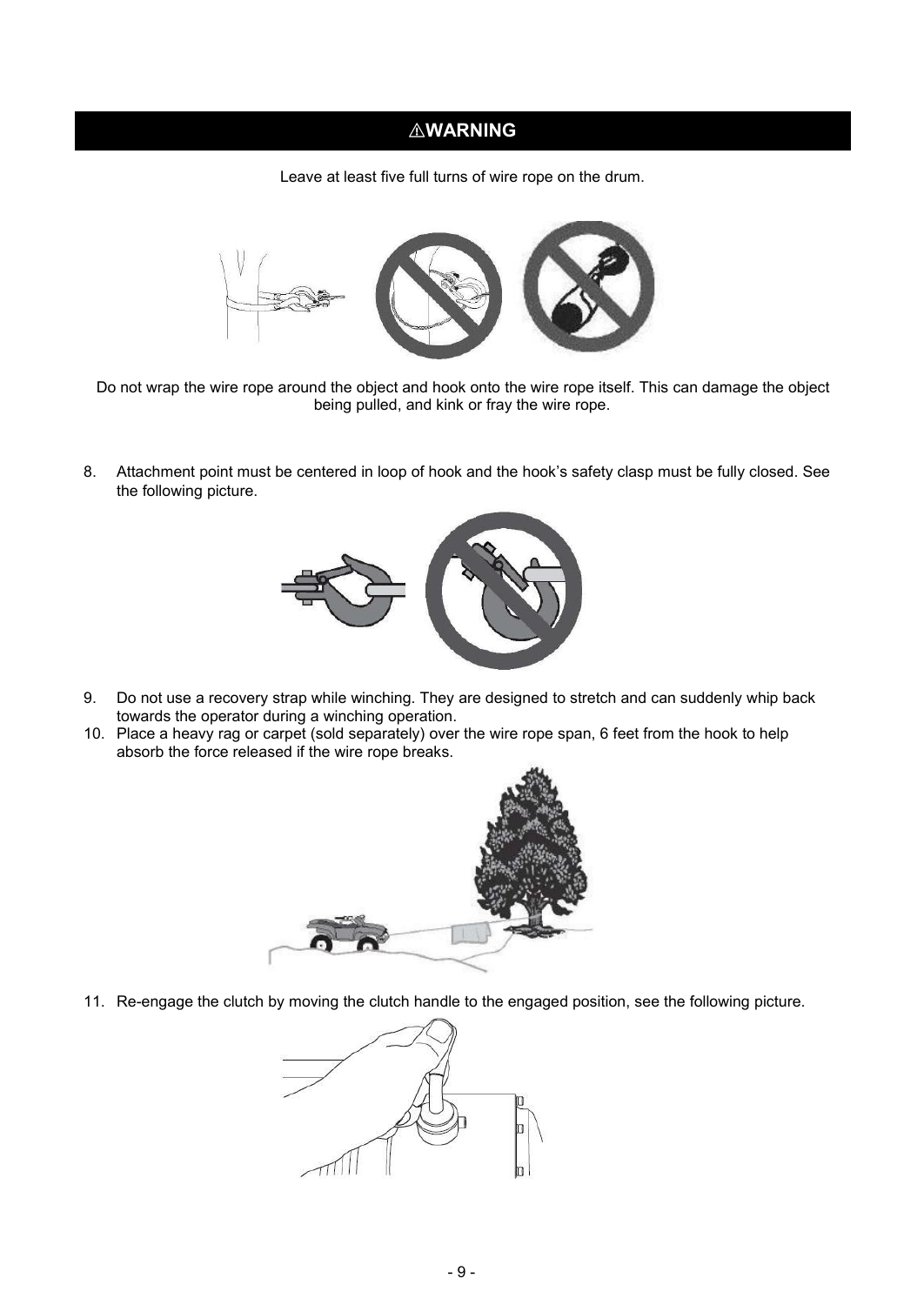## ⚠WARNING

Leave at least five full turns of wire rope on the drum.

Do not wrap the wire rope around the object and hook onto the wire rope itself. This can damage the object being pulled, and kink or fray the wire rope.

8. Attachment point must be centered in loop of hook and the hook's safety clasp must be fully closed. See the following picture.

9. Do not use a recovery strap while winching. They are designed to stretch and can suddenly whip back towards the operator during a winching operation.
10. Place a heavy rag or carpet (sold separately) over the wire rope span, 6 feet from the hook to help absorb the force released if the wire rope breaks.

11. Re-engage the clutch by moving the clutch handle to the engaged position, see the following picture.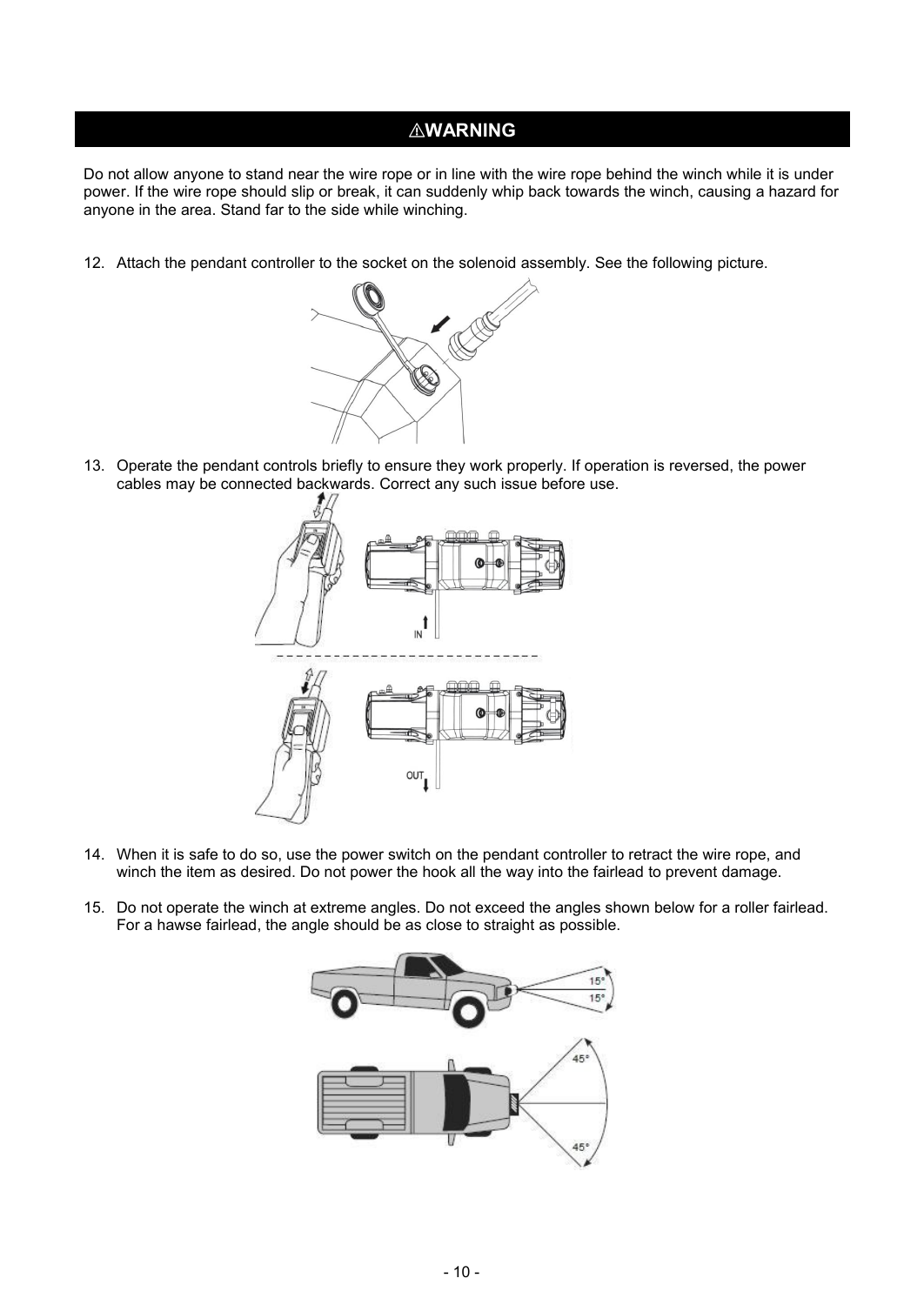## ⚠WARNING

Do not allow anyone to stand near the wire rope or in line with the wire rope behind the winch while it is under power. If the wire rope should slip or break, it can suddenly whip back towards the winch, causing a hazard for anyone in the area. Stand far to the side while winching.

12. Attach the pendant controller to the socket on the solenoid assembly. See the following picture.

13. Operate the pendant controls briefly to ensure they work properly. If operation is reversed, the power cables may be connected backwards. Correct any such issue before use.

14. When it is safe to do so, use the power switch on the pendant controller to retract the wire rope, and winch the item as desired. Do not power the hook all the way into the fairlead to prevent damage.

15. Do not operate the winch at extreme angles. Do not exceed the angles shown below for a roller fairlead. For a hawse fairlead, the angle should be as close to straight as possible.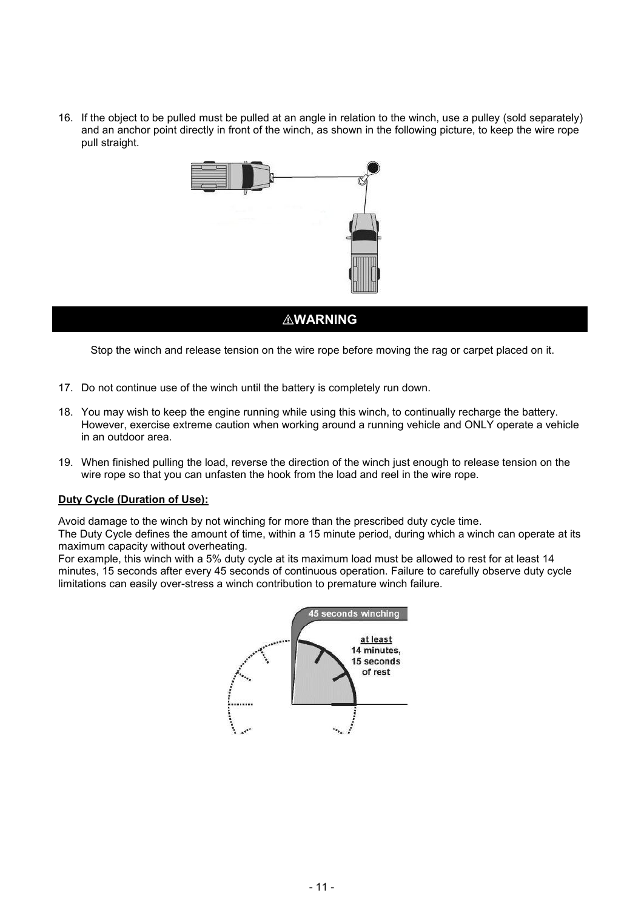16. If the object to be pulled must be pulled at an angle in relation to the winch, use a pulley (sold separately) and an anchor point directly in front of the winch, as shown in the following picture, to keep the wire rope pull straight.

## ⚠WARNING

Stop the winch and release tension on the wire rope before moving the rag or carpet placed on it.

17. Do not continue use of the winch until the battery is completely run down.

18. You may wish to keep the engine running while using this winch, to continually recharge the battery. However, exercise extreme caution when working around a running vehicle and ONLY operate a vehicle in an outdoor area.

19. When finished pulling the load, reverse the direction of the winch just enough to release tension on the wire rope so that you can unfasten the hook from the load and reel in the wire rope.

**Duty Cycle (Duration of Use):**

Avoid damage to the winch by not winching for more than the prescribed duty cycle time.
The Duty Cycle defines the amount of time, within a 15 minute period, during which a winch can operate at its maximum capacity without overheating.
For example, this winch with a 5% duty cycle at its maximum load must be allowed to rest for at least 14 minutes, 15 seconds after every 45 seconds of continuous operation. Failure to carefully observe duty cycle limitations can easily over-stress a winch contribution to premature winch failure.

45 seconds winching

at least 14 minutes, 15 seconds of rest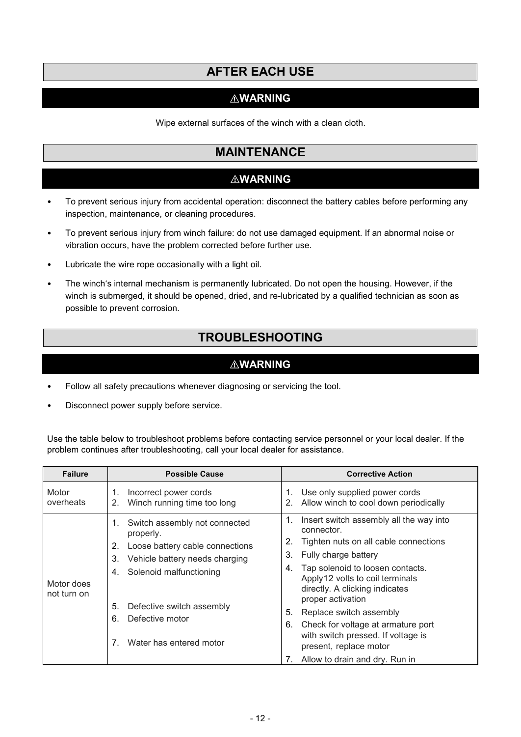## AFTER EACH USE

**⚠WARNING**

Wipe external surfaces of the winch with a clean cloth.

## MAINTENANCE

**⚠WARNING**

- To prevent serious injury from accidental operation: disconnect the battery cables before performing any inspection, maintenance, or cleaning procedures.
- To prevent serious injury from winch failure: do not use damaged equipment. If an abnormal noise or vibration occurs, have the problem corrected before further use.
- Lubricate the wire rope occasionally with a light oil.
- The winch's internal mechanism is permanently lubricated. Do not open the housing. However, if the winch is submerged, it should be opened, dried, and re-lubricated by a qualified technician as soon as possible to prevent corrosion.

## TROUBLESHOOTING

**⚠WARNING**

- Follow all safety precautions whenever diagnosing or servicing the tool.
- Disconnect power supply before service.

Use the table below to troubleshoot problems before contacting service personnel or your local dealer. If the problem continues after troubleshooting, call your local dealer for assistance.

| Failure | Possible Cause | Corrective Action |
|---|---|---|
| Motor overheats | 1. Incorrect power cords<br>2. Winch running time too long | 1. Use only supplied power cords<br>2. Allow winch to cool down periodically |
| Motor does not turn on | 1. Switch assembly not connected properly.<br>2. Loose battery cable connections<br>3. Vehicle battery needs charging<br>4. Solenoid malfunctioning<br>5. Defective switch assembly<br>6. Defective motor<br>7. Water has entered motor | 1. Insert switch assembly all the way into connector.<br>2. Tighten nuts on all cable connections<br>3. Fully charge battery<br>4. Tap solenoid to loosen contacts. Apply12 volts to coil terminals directly. A clicking indicates proper activation<br>5. Replace switch assembly<br>6. Check for voltage at armature port with switch pressed. If voltage is present, replace motor<br>7. Allow to drain and dry. Run in |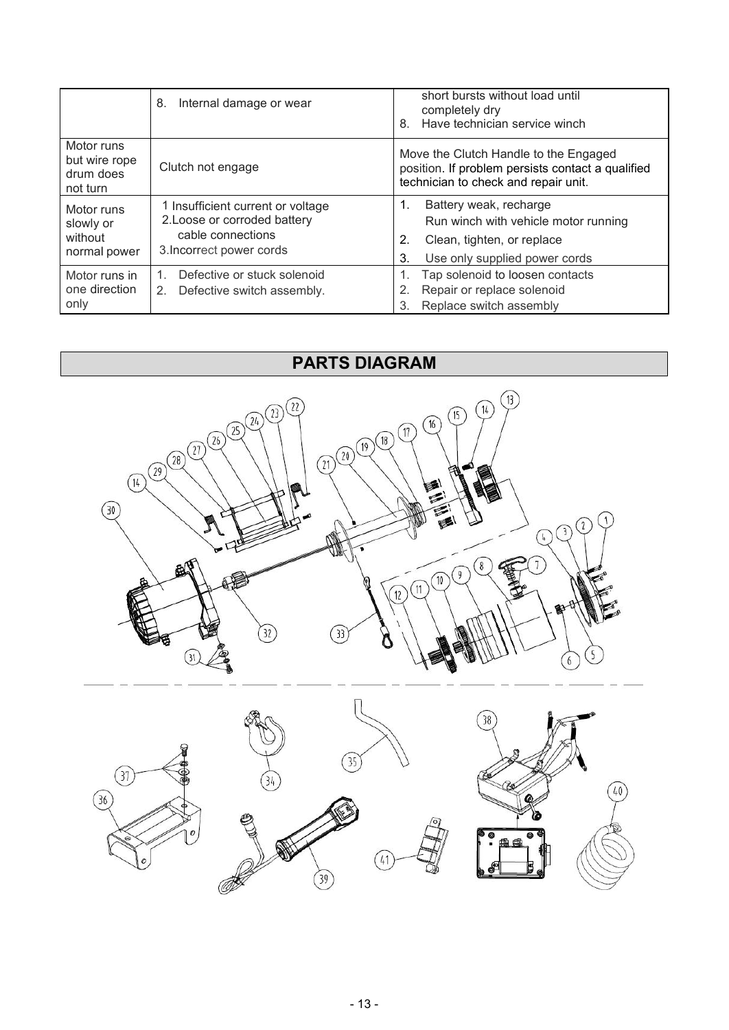| | | |
|---|---|---|
| | 8. Internal damage or wear | short bursts without load until completely dry<br>8. Have technician service winch |
| Motor runs but wire rope drum does not turn | Clutch not engage | Move the Clutch Handle to the Engaged position. If problem persists contact a qualified technician to check and repair unit. |
| Motor runs slowly or without normal power | 1 Insufficient current or voltage<br>2.Loose or corroded battery cable connections<br>3.Incorrect power cords | 1. Battery weak, recharge<br>Run winch with vehicle motor running<br>2. Clean, tighten, or replace<br>3. Use only supplied power cords |
| Motor runs in one direction only | 1. Defective or stuck solenoid<br>2. Defective switch assembly. | 1. Tap solenoid to loosen contacts<br>2. Repair or replace solenoid<br>3. Replace switch assembly |

## PARTS DIAGRAM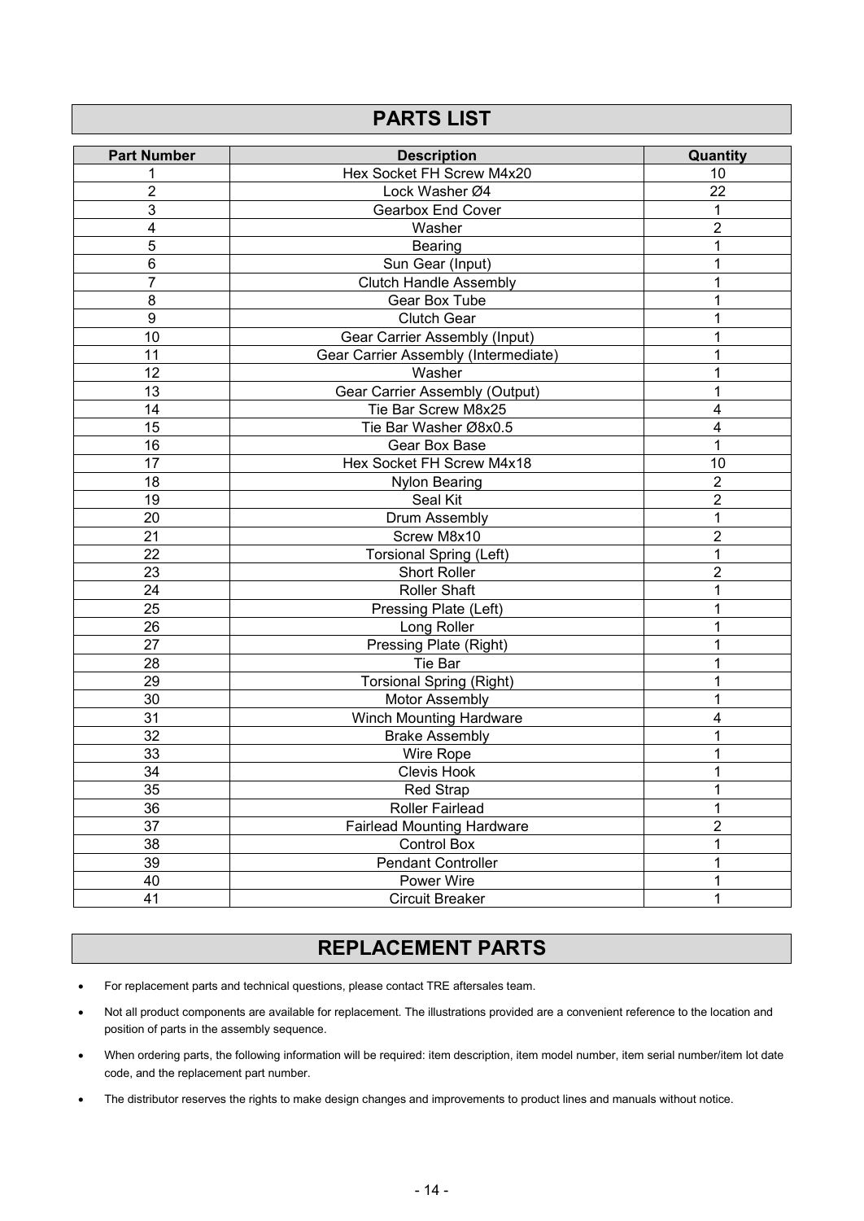# PARTS LIST

| Part Number | Description | Quantity |
|---|---|---|
| 1 | Hex Socket FH Screw M4x20 | 10 |
| 2 | Lock Washer Ø4 | 22 |
| 3 | Gearbox End Cover | 1 |
| 4 | Washer | 2 |
| 5 | Bearing | 1 |
| 6 | Sun Gear (Input) | 1 |
| 7 | Clutch Handle Assembly | 1 |
| 8 | Gear Box Tube | 1 |
| 9 | Clutch Gear | 1 |
| 10 | Gear Carrier Assembly (Input) | 1 |
| 11 | Gear Carrier Assembly (Intermediate) | 1 |
| 12 | Washer | 1 |
| 13 | Gear Carrier Assembly (Output) | 1 |
| 14 | Tie Bar Screw M8x25 | 4 |
| 15 | Tie Bar Washer Ø8x0.5 | 4 |
| 16 | Gear Box Base | 1 |
| 17 | Hex Socket FH Screw M4x18 | 10 |
| 18 | Nylon Bearing | 2 |
| 19 | Seal Kit | 2 |
| 20 | Drum Assembly | 1 |
| 21 | Screw M8x10 | 2 |
| 22 | Torsional Spring (Left) | 1 |
| 23 | Short Roller | 2 |
| 24 | Roller Shaft | 1 |
| 25 | Pressing Plate (Left) | 1 |
| 26 | Long Roller | 1 |
| 27 | Pressing Plate (Right) | 1 |
| 28 | Tie Bar | 1 |
| 29 | Torsional Spring (Right) | 1 |
| 30 | Motor Assembly | 1 |
| 31 | Winch Mounting Hardware | 4 |
| 32 | Brake Assembly | 1 |
| 33 | Wire Rope | 1 |
| 34 | Clevis Hook | 1 |
| 35 | Red Strap | 1 |
| 36 | Roller Fairlead | 1 |
| 37 | Fairlead Mounting Hardware | 2 |
| 38 | Control Box | 1 |
| 39 | Pendant Controller | 1 |
| 40 | Power Wire | 1 |
| 41 | Circuit Breaker | 1 |

# REPLACEMENT PARTS

- For replacement parts and technical questions, please contact TRE aftersales team.
- Not all product components are available for replacement. The illustrations provided are a convenient reference to the location and position of parts in the assembly sequence.
- When ordering parts, the following information will be required: item description, item model number, item serial number/item lot date code, and the replacement part number.
- The distributor reserves the rights to make design changes and improvements to product lines and manuals without notice.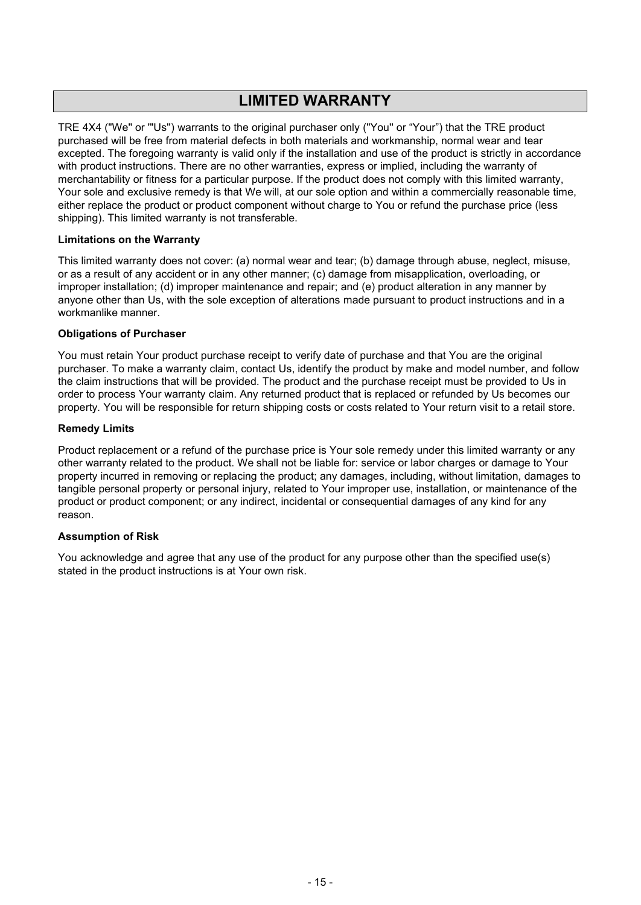# LIMITED WARRANTY

TRE 4X4 ("We" or '"Us") warrants to the original purchaser only ("You" or "Your") that the TRE product purchased will be free from material defects in both materials and workmanship, normal wear and tear excepted. The foregoing warranty is valid only if the installation and use of the product is strictly in accordance with product instructions. There are no other warranties, express or implied, including the warranty of merchantability or fitness for a particular purpose. If the product does not comply with this limited warranty, Your sole and exclusive remedy is that We will, at our sole option and within a commercially reasonable time, either replace the product or product component without charge to You or refund the purchase price (less shipping). This limited warranty is not transferable.

**Limitations on the Warranty**

This limited warranty does not cover: (a) normal wear and tear; (b) damage through abuse, neglect, misuse, or as a result of any accident or in any other manner; (c) damage from misapplication, overloading, or improper installation; (d) improper maintenance and repair; and (e) product alteration in any manner by anyone other than Us, with the sole exception of alterations made pursuant to product instructions and in a workmanlike manner.

**Obligations of Purchaser**

You must retain Your product purchase receipt to verify date of purchase and that You are the original purchaser. To make a warranty claim, contact Us, identify the product by make and model number, and follow the claim instructions that will be provided. The product and the purchase receipt must be provided to Us in order to process Your warranty claim. Any returned product that is replaced or refunded by Us becomes our property. You will be responsible for return shipping costs or costs related to Your return visit to a retail store.

**Remedy Limits**

Product replacement or a refund of the purchase price is Your sole remedy under this limited warranty or any other warranty related to the product. We shall not be liable for: service or labor charges or damage to Your property incurred in removing or replacing the product; any damages, including, without limitation, damages to tangible personal property or personal injury, related to Your improper use, installation, or maintenance of the product or product component; or any indirect, incidental or consequential damages of any kind for any reason.

**Assumption of Risk**

You acknowledge and agree that any use of the product for any purpose other than the specified use(s) stated in the product instructions is at Your own risk.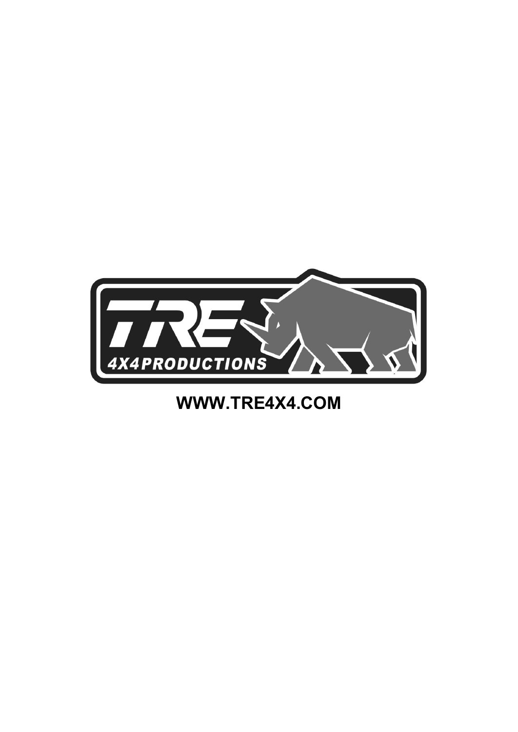TRE

4X4PRODUCTIONS

**WWW.TRE4X4.COM**